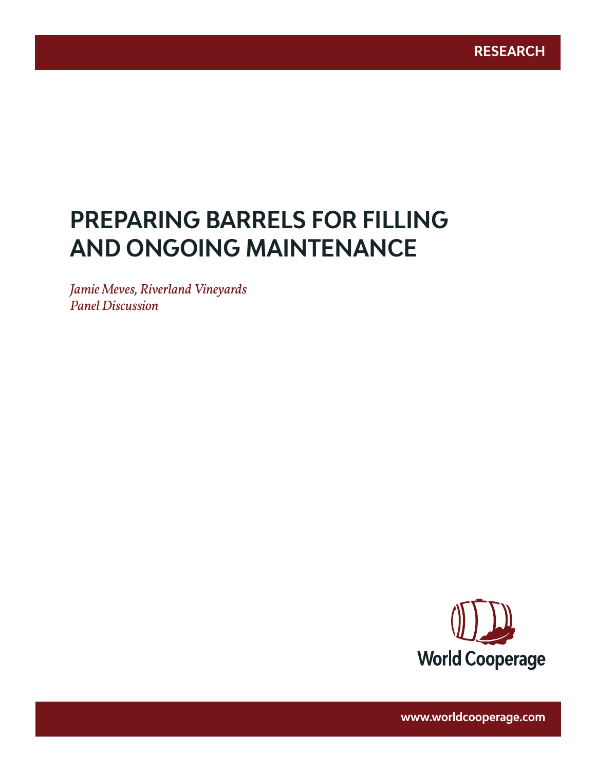RESEARCH

# PREPARING BARRELS FOR FILLING AND ONGOING MAINTENANCE

*Jamie Meves, Riverland Vineyards*
*Panel Discussion*

World Cooperage

www.worldcooperage.com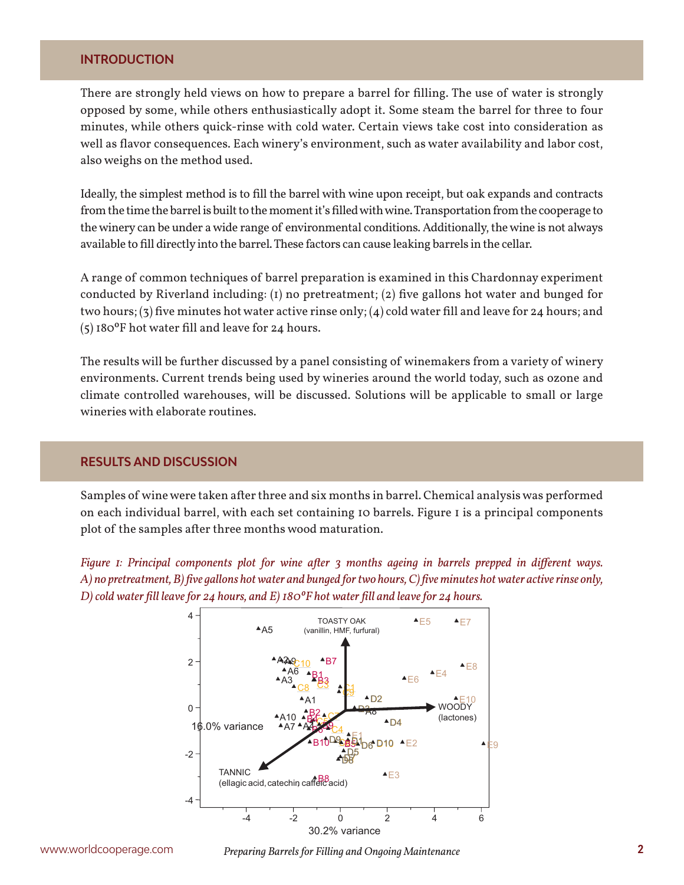## INTRODUCTION

There are strongly held views on how to prepare a barrel for filling. The use of water is strongly opposed by some, while others enthusiastically adopt it. Some steam the barrel for three to four minutes, while others quick-rinse with cold water. Certain views take cost into consideration as well as flavor consequences. Each winery's environment, such as water availability and labor cost, also weighs on the method used.

Ideally, the simplest method is to fill the barrel with wine upon receipt, but oak expands and contracts from the time the barrel is built to the moment it's filled with wine. Transportation from the cooperage to the winery can be under a wide range of environmental conditions. Additionally, the wine is not always available to fill directly into the barrel. These factors can cause leaking barrels in the cellar.

A range of common techniques of barrel preparation is examined in this Chardonnay experiment conducted by Riverland including: (1) no pretreatment; (2) five gallons hot water and bunged for two hours; (3) five minutes hot water active rinse only; (4) cold water fill and leave for 24 hours; and (5) 180°F hot water fill and leave for 24 hours.

The results will be further discussed by a panel consisting of winemakers from a variety of winery environments. Current trends being used by wineries around the world today, such as ozone and climate controlled warehouses, will be discussed. Solutions will be applicable to small or large wineries with elaborate routines.

## RESULTS AND DISCUSSION

Samples of wine were taken after three and six months in barrel. Chemical analysis was performed on each individual barrel, with each set containing 10 barrels. Figure 1 is a principal components plot of the samples after three months wood maturation.

*Figure 1: Principal components plot for wine after 3 months ageing in barrels prepped in different ways. A) no pretreatment, B) five gallons hot water and bunged for two hours, C) five minutes hot water active rinse only, D) cold water fill leave for 24 hours, and E) 180°F hot water fill and leave for 24 hours.*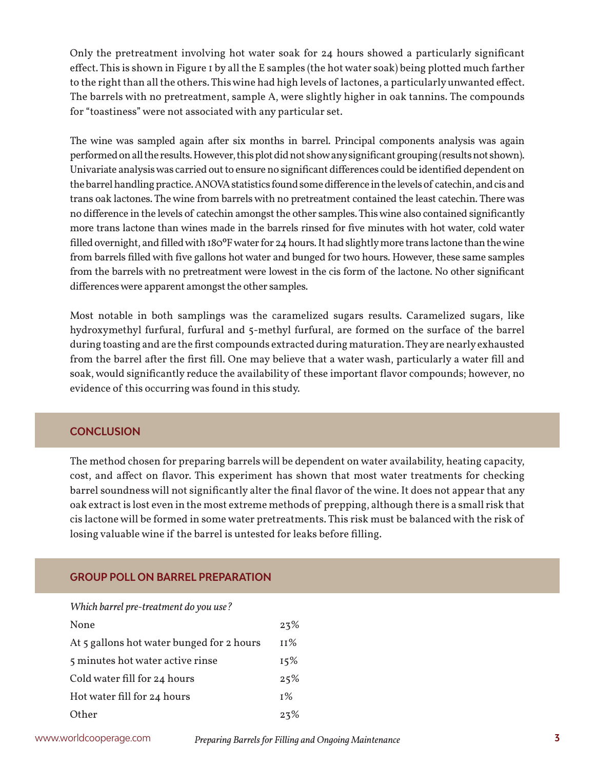Only the pretreatment involving hot water soak for 24 hours showed a particularly significant effect. This is shown in Figure 1 by all the E samples (the hot water soak) being plotted much farther to the right than all the others. This wine had high levels of lactones, a particularly unwanted effect. The barrels with no pretreatment, sample A, were slightly higher in oak tannins. The compounds for "toastiness" were not associated with any particular set.

The wine was sampled again after six months in barrel. Principal components analysis was again performed on all the results. However, this plot did not show any significant grouping (results not shown). Univariate analysis was carried out to ensure no significant differences could be identified dependent on the barrel handling practice. ANOVA statistics found some difference in the levels of catechin, and cis and trans oak lactones. The wine from barrels with no pretreatment contained the least catechin. There was no difference in the levels of catechin amongst the other samples. This wine also contained significantly more trans lactone than wines made in the barrels rinsed for five minutes with hot water, cold water filled overnight, and filled with 180°F water for 24 hours. It had slightly more trans lactone than the wine from barrels filled with five gallons hot water and bunged for two hours. However, these same samples from the barrels with no pretreatment were lowest in the cis form of the lactone. No other significant differences were apparent amongst the other samples.

Most notable in both samplings was the caramelized sugars results. Caramelized sugars, like hydroxymethyl furfural, furfural and 5-methyl furfural, are formed on the surface of the barrel during toasting and are the first compounds extracted during maturation. They are nearly exhausted from the barrel after the first fill. One may believe that a water wash, particularly a water fill and soak, would significantly reduce the availability of these important flavor compounds; however, no evidence of this occurring was found in this study.

## CONCLUSION

The method chosen for preparing barrels will be dependent on water availability, heating capacity, cost, and affect on flavor. This experiment has shown that most water treatments for checking barrel soundness will not significantly alter the final flavor of the wine. It does not appear that any oak extract is lost even in the most extreme methods of prepping, although there is a small risk that cis lactone will be formed in some water pretreatments. This risk must be balanced with the risk of losing valuable wine if the barrel is untested for leaks before filling.

## GROUP POLL ON BARREL PREPARATION

| *Which barrel pre-treatment do you use?* | |
|---|---|
| None | 23% |
| At 5 gallons hot water bunged for 2 hours | 11% |
| 5 minutes hot water active rinse | 15% |
| Cold water fill for 24 hours | 25% |
| Hot water fill for 24 hours | 1% |
| Other | 23% |